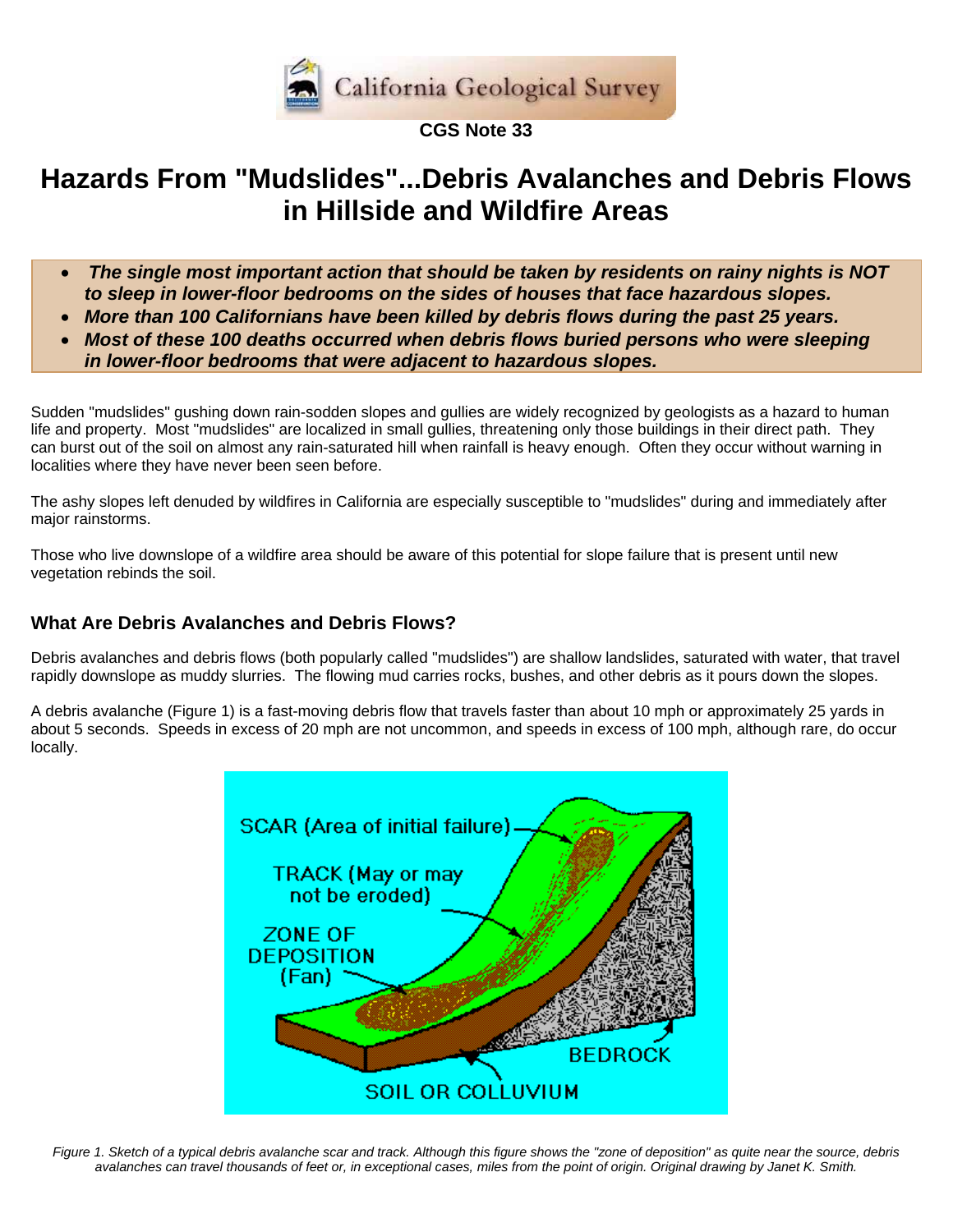California Geological Survey

**CGS Note 33**

# Hazards From "Mudslides"...Debris Avalanches and Debris Flows in Hillside and Wildfire Areas

- ***The single most important action that should be taken by residents on rainy nights is NOT to sleep in lower-floor bedrooms on the sides of houses that face hazardous slopes.***
- ***More than 100 Californians have been killed by debris flows during the past 25 years.***
- ***Most of these 100 deaths occurred when debris flows buried persons who were sleeping in lower-floor bedrooms that were adjacent to hazardous slopes.***

Sudden "mudslides" gushing down rain-sodden slopes and gullies are widely recognized by geologists as a hazard to human life and property. Most "mudslides" are localized in small gullies, threatening only those buildings in their direct path. They can burst out of the soil on almost any rain-saturated hill when rainfall is heavy enough. Often they occur without warning in localities where they have never been seen before.

The ashy slopes left denuded by wildfires in California are especially susceptible to "mudslides" during and immediately after major rainstorms.

Those who live downslope of a wildfire area should be aware of this potential for slope failure that is present until new vegetation rebinds the soil.

## What Are Debris Avalanches and Debris Flows?

Debris avalanches and debris flows (both popularly called "mudslides") are shallow landslides, saturated with water, that travel rapidly downslope as muddy slurries. The flowing mud carries rocks, bushes, and other debris as it pours down the slopes.

A debris avalanche (Figure 1) is a fast-moving debris flow that travels faster than about 10 mph or approximately 25 yards in about 5 seconds. Speeds in excess of 20 mph are not uncommon, and speeds in excess of 100 mph, although rare, do occur locally.

SCAR (Area of initial failure)

TRACK (May or may not be eroded)

ZONE OF DEPOSITION (Fan)

BEDROCK

SOIL OR COLLUVIUM

*Figure 1. Sketch of a typical debris avalanche scar and track. Although this figure shows the "zone of deposition" as quite near the source, debris avalanches can travel thousands of feet or, in exceptional cases, miles from the point of origin. Original drawing by Janet K. Smith.*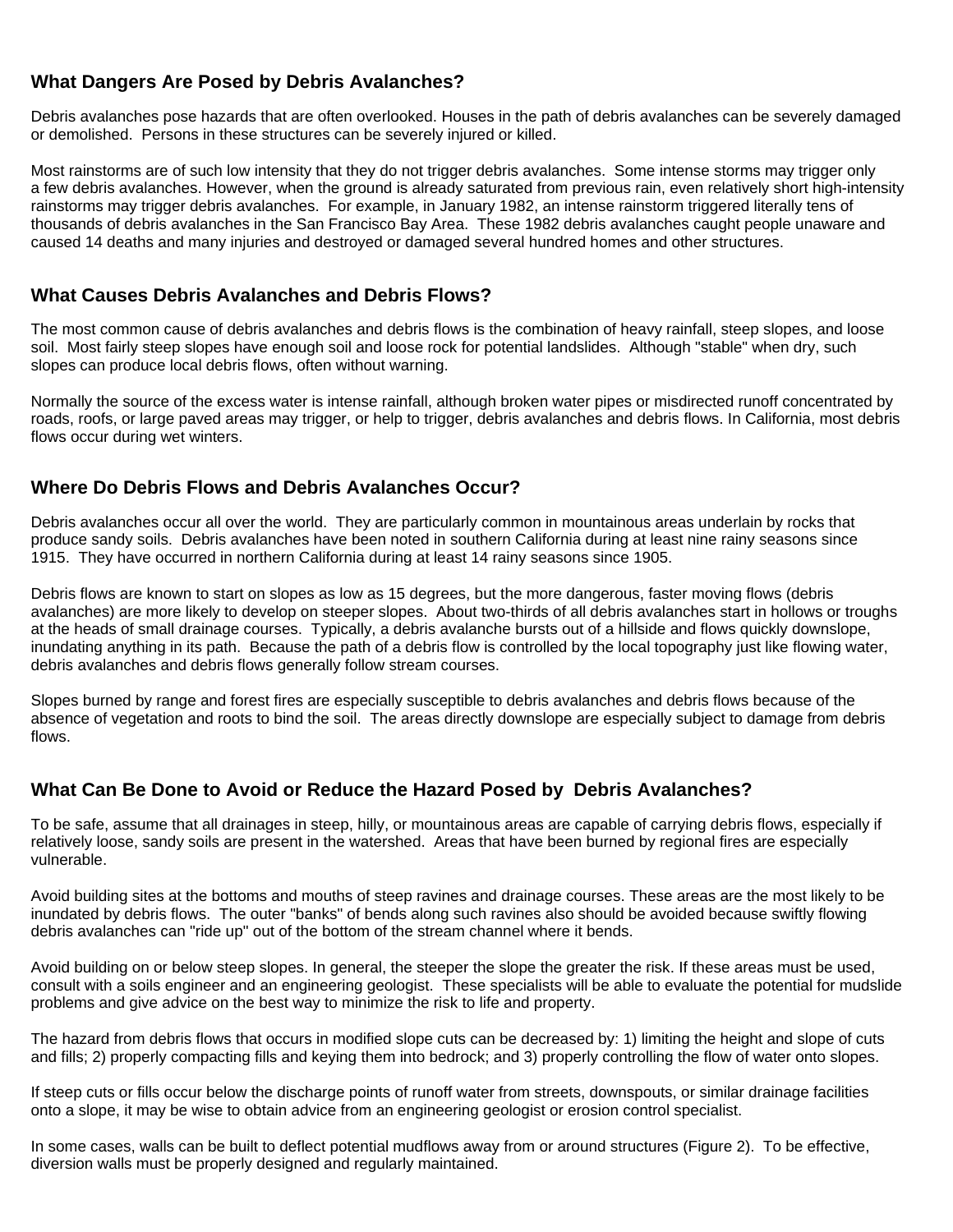## What Dangers Are Posed by Debris Avalanches?

Debris avalanches pose hazards that are often overlooked. Houses in the path of debris avalanches can be severely damaged or demolished. Persons in these structures can be severely injured or killed.

Most rainstorms are of such low intensity that they do not trigger debris avalanches. Some intense storms may trigger only a few debris avalanches. However, when the ground is already saturated from previous rain, even relatively short high-intensity rainstorms may trigger debris avalanches. For example, in January 1982, an intense rainstorm triggered literally tens of thousands of debris avalanches in the San Francisco Bay Area. These 1982 debris avalanches caught people unaware and caused 14 deaths and many injuries and destroyed or damaged several hundred homes and other structures.

## What Causes Debris Avalanches and Debris Flows?

The most common cause of debris avalanches and debris flows is the combination of heavy rainfall, steep slopes, and loose soil. Most fairly steep slopes have enough soil and loose rock for potential landslides. Although "stable" when dry, such slopes can produce local debris flows, often without warning.

Normally the source of the excess water is intense rainfall, although broken water pipes or misdirected runoff concentrated by roads, roofs, or large paved areas may trigger, or help to trigger, debris avalanches and debris flows. In California, most debris flows occur during wet winters.

## Where Do Debris Flows and Debris Avalanches Occur?

Debris avalanches occur all over the world. They are particularly common in mountainous areas underlain by rocks that produce sandy soils. Debris avalanches have been noted in southern California during at least nine rainy seasons since 1915. They have occurred in northern California during at least 14 rainy seasons since 1905.

Debris flows are known to start on slopes as low as 15 degrees, but the more dangerous, faster moving flows (debris avalanches) are more likely to develop on steeper slopes. About two-thirds of all debris avalanches start in hollows or troughs at the heads of small drainage courses. Typically, a debris avalanche bursts out of a hillside and flows quickly downslope, inundating anything in its path. Because the path of a debris flow is controlled by the local topography just like flowing water, debris avalanches and debris flows generally follow stream courses.

Slopes burned by range and forest fires are especially susceptible to debris avalanches and debris flows because of the absence of vegetation and roots to bind the soil. The areas directly downslope are especially subject to damage from debris flows.

## What Can Be Done to Avoid or Reduce the Hazard Posed by Debris Avalanches?

To be safe, assume that all drainages in steep, hilly, or mountainous areas are capable of carrying debris flows, especially if relatively loose, sandy soils are present in the watershed. Areas that have been burned by regional fires are especially vulnerable.

Avoid building sites at the bottoms and mouths of steep ravines and drainage courses. These areas are the most likely to be inundated by debris flows. The outer "banks" of bends along such ravines also should be avoided because swiftly flowing debris avalanches can "ride up" out of the bottom of the stream channel where it bends.

Avoid building on or below steep slopes. In general, the steeper the slope the greater the risk. If these areas must be used, consult with a soils engineer and an engineering geologist. These specialists will be able to evaluate the potential for mudslide problems and give advice on the best way to minimize the risk to life and property.

The hazard from debris flows that occurs in modified slope cuts can be decreased by: 1) limiting the height and slope of cuts and fills; 2) properly compacting fills and keying them into bedrock; and 3) properly controlling the flow of water onto slopes.

If steep cuts or fills occur below the discharge points of runoff water from streets, downspouts, or similar drainage facilities onto a slope, it may be wise to obtain advice from an engineering geologist or erosion control specialist.

In some cases, walls can be built to deflect potential mudflows away from or around structures (Figure 2). To be effective, diversion walls must be properly designed and regularly maintained.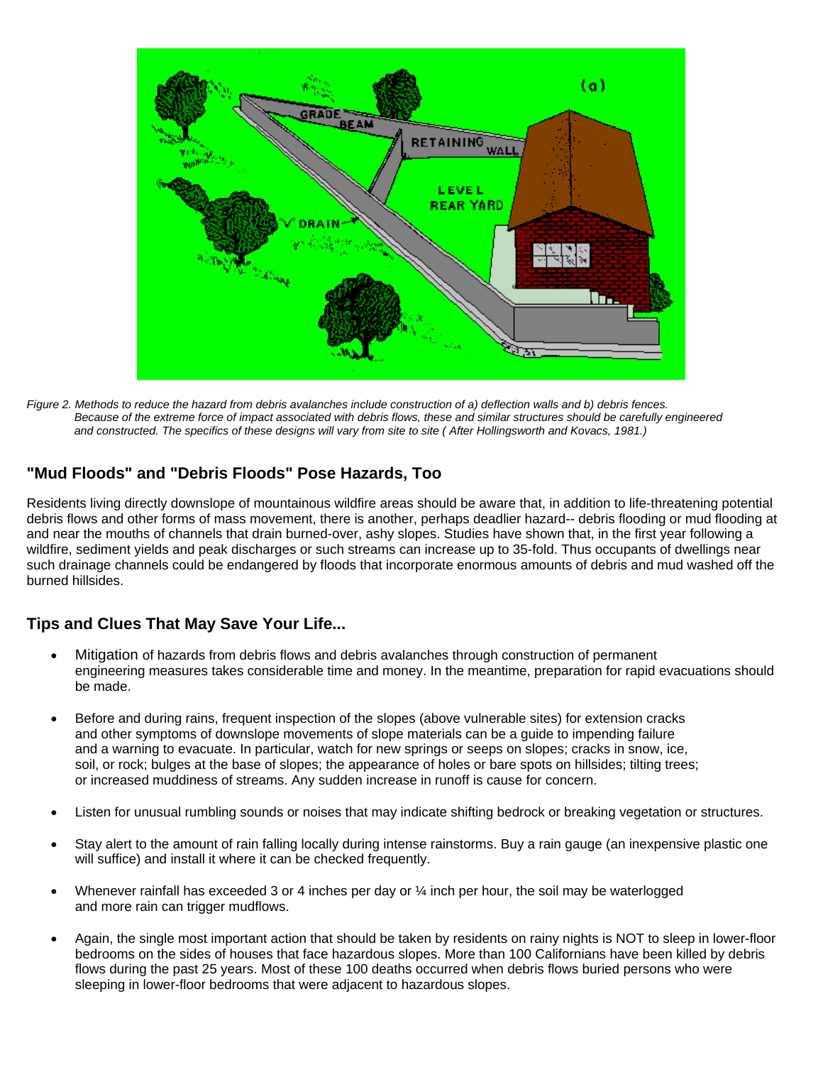*Figure 2. Methods to reduce the hazard from debris avalanches include construction of a) deflection walls and b) debris fences. Because of the extreme force of impact associated with debris flows, these and similar structures should be carefully engineered and constructed. The specifics of these designs will vary from site to site ( After Hollingsworth and Kovacs, 1981.)*

## "Mud Floods" and "Debris Floods" Pose Hazards, Too

Residents living directly downslope of mountainous wildfire areas should be aware that, in addition to life-threatening potential debris flows and other forms of mass movement, there is another, perhaps deadlier hazard-- debris flooding or mud flooding at and near the mouths of channels that drain burned-over, ashy slopes. Studies have shown that, in the first year following a wildfire, sediment yields and peak discharges or such streams can increase up to 35-fold. Thus occupants of dwellings near such drainage channels could be endangered by floods that incorporate enormous amounts of debris and mud washed off the burned hillsides.

## Tips and Clues That May Save Your Life...

- Mitigation of hazards from debris flows and debris avalanches through construction of permanent engineering measures takes considerable time and money. In the meantime, preparation for rapid evacuations should be made.
- Before and during rains, frequent inspection of the slopes (above vulnerable sites) for extension cracks and other symptoms of downslope movements of slope materials can be a guide to impending failure and a warning to evacuate. In particular, watch for new springs or seeps on slopes; cracks in snow, ice, soil, or rock; bulges at the base of slopes; the appearance of holes or bare spots on hillsides; tilting trees; or increased muddiness of streams. Any sudden increase in runoff is cause for concern.
- Listen for unusual rumbling sounds or noises that may indicate shifting bedrock or breaking vegetation or structures.
- Stay alert to the amount of rain falling locally during intense rainstorms. Buy a rain gauge (an inexpensive plastic one will suffice) and install it where it can be checked frequently.
- Whenever rainfall has exceeded 3 or 4 inches per day or ¼ inch per hour, the soil may be waterlogged and more rain can trigger mudflows.
- Again, the single most important action that should be taken by residents on rainy nights is NOT to sleep in lower-floor bedrooms on the sides of houses that face hazardous slopes. More than 100 Californians have been killed by debris flows during the past 25 years. Most of these 100 deaths occurred when debris flows buried persons who were sleeping in lower-floor bedrooms that were adjacent to hazardous slopes.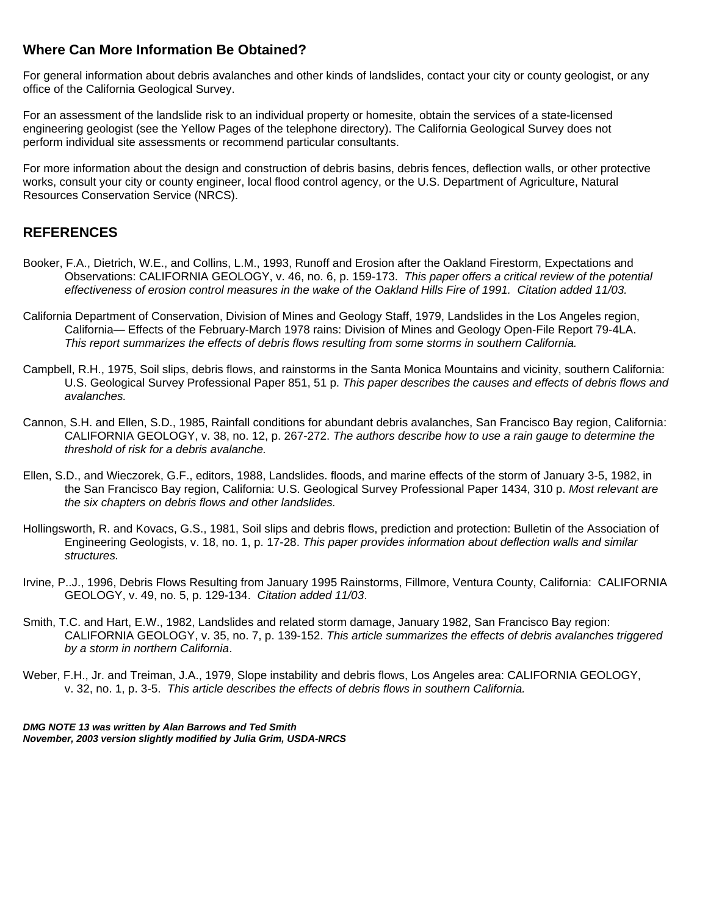## Where Can More Information Be Obtained?

For general information about debris avalanches and other kinds of landslides, contact your city or county geologist, or any office of the California Geological Survey.

For an assessment of the landslide risk to an individual property or homesite, obtain the services of a state-licensed engineering geologist (see the Yellow Pages of the telephone directory). The California Geological Survey does not perform individual site assessments or recommend particular consultants.

For more information about the design and construction of debris basins, debris fences, deflection walls, or other protective works, consult your city or county engineer, local flood control agency, or the U.S. Department of Agriculture, Natural Resources Conservation Service (NRCS).

## REFERENCES

Booker, F.A., Dietrich, W.E., and Collins, L.M., 1993, Runoff and Erosion after the Oakland Firestorm, Expectations and Observations: CALIFORNIA GEOLOGY, v. 46, no. 6, p. 159-173. *This paper offers a critical review of the potential effectiveness of erosion control measures in the wake of the Oakland Hills Fire of 1991. Citation added 11/03.*

California Department of Conservation, Division of Mines and Geology Staff, 1979, Landslides in the Los Angeles region, California— Effects of the February-March 1978 rains: Division of Mines and Geology Open-File Report 79-4LA. *This report summarizes the effects of debris flows resulting from some storms in southern California.*

Campbell, R.H., 1975, Soil slips, debris flows, and rainstorms in the Santa Monica Mountains and vicinity, southern California: U.S. Geological Survey Professional Paper 851, 51 p. *This paper describes the causes and effects of debris flows and avalanches.*

Cannon, S.H. and Ellen, S.D., 1985, Rainfall conditions for abundant debris avalanches, San Francisco Bay region, California: CALIFORNIA GEOLOGY, v. 38, no. 12, p. 267-272. *The authors describe how to use a rain gauge to determine the threshold of risk for a debris avalanche.*

Ellen, S.D., and Wieczorek, G.F., editors, 1988, Landslides. floods, and marine effects of the storm of January 3-5, 1982, in the San Francisco Bay region, California: U.S. Geological Survey Professional Paper 1434, 310 p. *Most relevant are the six chapters on debris flows and other landslides.*

Hollingsworth, R. and Kovacs, G.S., 1981, Soil slips and debris flows, prediction and protection: Bulletin of the Association of Engineering Geologists, v. 18, no. 1, p. 17-28. *This paper provides information about deflection walls and similar structures.*

Irvine, P..J., 1996, Debris Flows Resulting from January 1995 Rainstorms, Fillmore, Ventura County, California: CALIFORNIA GEOLOGY, v. 49, no. 5, p. 129-134. *Citation added 11/03*.

Smith, T.C. and Hart, E.W., 1982, Landslides and related storm damage, January 1982, San Francisco Bay region: CALIFORNIA GEOLOGY, v. 35, no. 7, p. 139-152. *This article summarizes the effects of debris avalanches triggered by a storm in northern California*.

Weber, F.H., Jr. and Treiman, J.A., 1979, Slope instability and debris flows, Los Angeles area: CALIFORNIA GEOLOGY, v. 32, no. 1, p. 3-5. *This article describes the effects of debris flows in southern California.*

***DMG NOTE 13 was written by Alan Barrows and Ted Smith***
***November, 2003 version slightly modified by Julia Grim, USDA-NRCS***